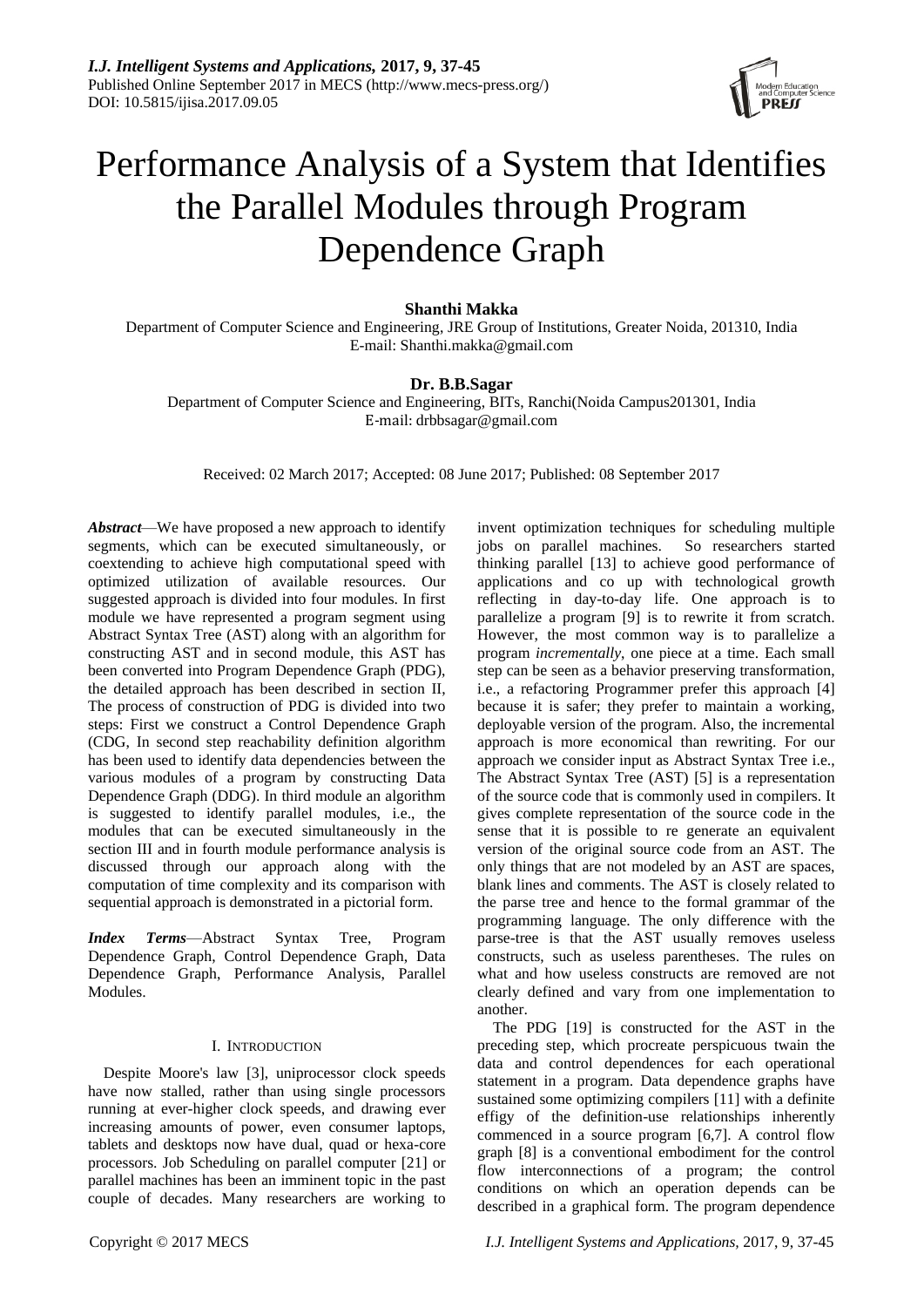# Performance Analysis of a System that Identifies the Parallel Modules through Program Dependence Graph

**Shanthi Makka**

Department of Computer Science and Engineering, JRE Group of Institutions, Greater Noida, 201310, India
E-mail: Shanthi.makka@gmail.com

**Dr. B.B.Sagar**

Department of Computer Science and Engineering, BITs, Ranchi(Noida Campus201301, India
E-mail: drbbsagar@gmail.com

Received: 02 March 2017; Accepted: 08 June 2017; Published: 08 September 2017

***Abstract*****—**We have proposed a new approach to identify segments, which can be executed simultaneously, or coextending to achieve high computational speed with optimized utilization of available resources. Our suggested approach is divided into four modules. In first module we have represented a program segment using Abstract Syntax Tree (AST) along with an algorithm for constructing AST and in second module, this AST has been converted into Program Dependence Graph (PDG), the detailed approach has been described in section II, The process of construction of PDG is divided into two steps: First we construct a Control Dependence Graph (CDG, In second step reachability definition algorithm has been used to identify data dependencies between the various modules of a program by constructing Data Dependence Graph (DDG). In third module an algorithm is suggested to identify parallel modules, i.e., the modules that can be executed simultaneously in the section III and in fourth module performance analysis is discussed through our approach along with the computation of time complexity and its comparison with sequential approach is demonstrated in a pictorial form.

***Index Terms*****—**Abstract Syntax Tree, Program Dependence Graph, Control Dependence Graph, Data Dependence Graph, Performance Analysis, Parallel Modules.

## I. Introduction

Despite Moore's law [3], uniprocessor clock speeds have now stalled, rather than using single processors running at ever-higher clock speeds, and drawing ever increasing amounts of power, even consumer laptops, tablets and desktops now have dual, quad or hexa-core processors. Job Scheduling on parallel computer [21] or parallel machines has been an imminent topic in the past couple of decades. Many researchers are working to invent optimization techniques for scheduling multiple jobs on parallel machines. So researchers started thinking parallel [13] to achieve good performance of applications and co up with technological growth reflecting in day-to-day life. One approach is to parallelize a program [9] is to rewrite it from scratch. However, the most common way is to parallelize a program *incrementally*, one piece at a time. Each small step can be seen as a behavior preserving transformation, i.e., a refactoring Programmer prefer this approach [4] because it is safer; they prefer to maintain a working, deployable version of the program. Also, the incremental approach is more economical than rewriting. For our approach we consider input as Abstract Syntax Tree i.e., The Abstract Syntax Tree (AST) [5] is a representation of the source code that is commonly used in compilers. It gives complete representation of the source code in the sense that it is possible to re generate an equivalent version of the original source code from an AST. The only things that are not modeled by an AST are spaces, blank lines and comments. The AST is closely related to the parse tree and hence to the formal grammar of the programming language. The only difference with the parse-tree is that the AST usually removes useless constructs, such as useless parentheses. The rules on what and how useless constructs are removed are not clearly defined and vary from one implementation to another.

The PDG [19] is constructed for the AST in the preceding step, which procreate perspicuous twain the data and control dependences for each operational statement in a program. Data dependence graphs have sustained some optimizing compilers [11] with a definite effigy of the definition-use relationships inherently commenced in a source program [6,7]. A control flow graph [8] is a conventional embodiment for the control flow interconnections of a program; the control conditions on which an operation depends can be described in a graphical form. The program dependence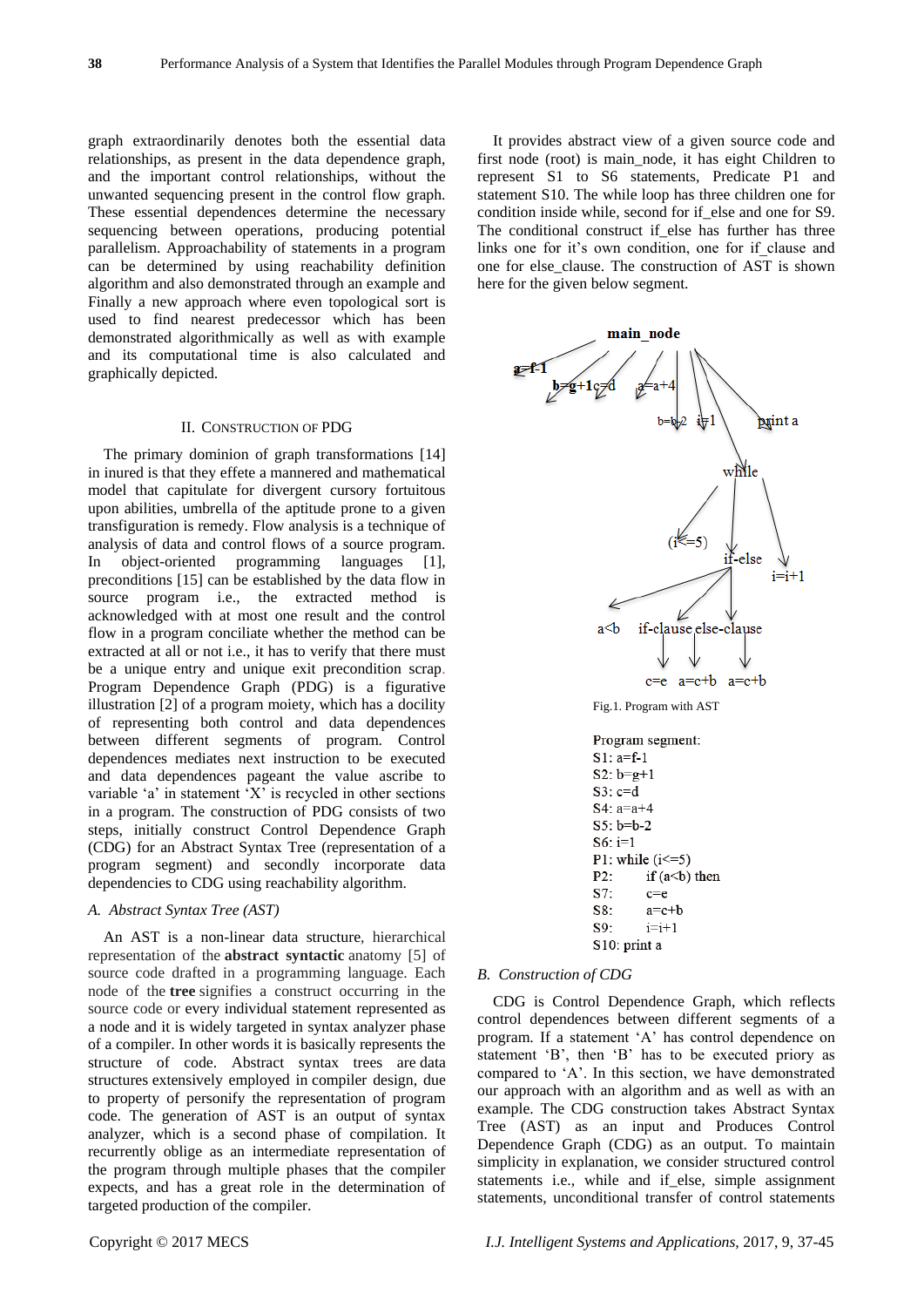graph extraordinarily denotes both the essential data relationships, as present in the data dependence graph, and the important control relationships, without the unwanted sequencing present in the control flow graph. These essential dependences determine the necessary sequencing between operations, producing potential parallelism. Approachability of statements in a program can be determined by using reachability definition algorithm and also demonstrated through an example and Finally a new approach where even topological sort is used to find nearest predecessor which has been demonstrated algorithmically as well as with example and its computational time is also calculated and graphically depicted.

## II. Construction of PDG

The primary dominion of graph transformations [14] in inured is that they effete a mannered and mathematical model that capitulate for divergent cursory fortuitous upon abilities, umbrella of the aptitude prone to a given transfiguration is remedy. Flow analysis is a technique of analysis of data and control flows of a source program. In object-oriented programming languages [1], preconditions [15] can be established by the data flow in source program i.e., the extracted method is acknowledged with at most one result and the control flow in a program conciliate whether the method can be extracted at all or not i.e., it has to verify that there must be a unique entry and unique exit precondition scrap. Program Dependence Graph (PDG) is a figurative illustration [2] of a program moiety, which has a docility of representing both control and data dependences between different segments of program. Control dependences mediates next instruction to be executed and data dependences pageant the value ascribe to variable 'a' in statement 'X' is recycled in other sections in a program. The construction of PDG consists of two steps, initially construct Control Dependence Graph (CDG) for an Abstract Syntax Tree (representation of a program segment) and secondly incorporate data dependencies to CDG using reachability algorithm.

### A. Abstract Syntax Tree (AST)

An AST is a non-linear data structure, hierarchical representation of the **abstract syntactic** anatomy [5] of source code drafted in a programming language. Each node of the **tree** signifies a construct occurring in the source code or every individual statement represented as a node and it is widely targeted in syntax analyzer phase of a compiler. In other words it is basically represents the structure of code. Abstract syntax trees are data structures extensively employed in compiler design, due to property of personify the representation of program code. The generation of AST is an output of syntax analyzer, which is a second phase of compilation. It recurrently oblige as an intermediate representation of the program through multiple phases that the compiler expects, and has a great role in the determination of targeted production of the compiler.

It provides abstract view of a given source code and first node (root) is main_node, it has eight Children to represent S1 to S6 statements, Predicate P1 and statement S10. The while loop has three children one for condition inside while, second for if_else and one for S9. The conditional construct if_else has further has three links one for it's own condition, one for if_clause and one for else_clause. The construction of AST is shown here for the given below segment.

Fig.1. Program with AST

Program segment:
S1: a=f-1
S2: b=g+1
S3: c=d
S4: a=a+4
S5: b=b-2
S6: i=1
P1: while (i<=5)
P2: if (a<b) then
S7: c=e
S8: a=c+b
S9: i=i+1
S10: print a

### B. Construction of CDG

CDG is Control Dependence Graph, which reflects control dependences between different segments of a program. If a statement 'A' has control dependence on statement 'B', then 'B' has to be executed priory as compared to 'A'. In this section, we have demonstrated our approach with an algorithm and as well as with an example. The CDG construction takes Abstract Syntax Tree (AST) as an input and Produces Control Dependence Graph (CDG) as an output. To maintain simplicity in explanation, we consider structured control statements i.e., while and if_else, simple assignment statements, unconditional transfer of control statements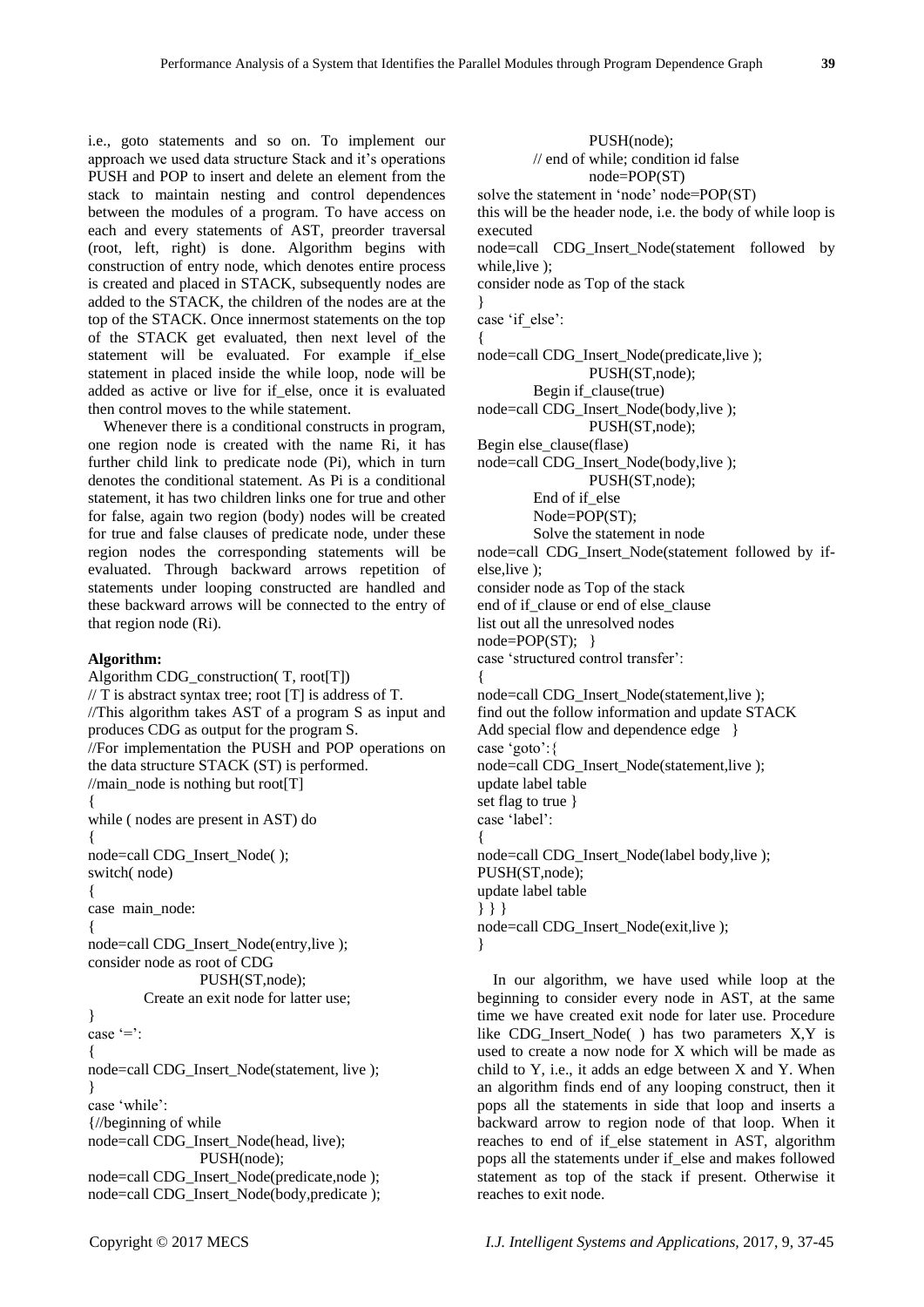i.e., goto statements and so on. To implement our approach we used data structure Stack and it's operations PUSH and POP to insert and delete an element from the stack to maintain nesting and control dependences between the modules of a program. To have access on each and every statements of AST, preorder traversal (root, left, right) is done. Algorithm begins with construction of entry node, which denotes entire process is created and placed in STACK, subsequently nodes are added to the STACK, the children of the nodes are at the top of the STACK. Once innermost statements on the top of the STACK get evaluated, then next level of the statement will be evaluated. For example if_else statement in placed inside the while loop, node will be added as active or live for if_else, once it is evaluated then control moves to the while statement.

Whenever there is a conditional constructs in program, one region node is created with the name Ri, it has further child link to predicate node (Pi), which in turn denotes the conditional statement. As Pi is a conditional statement, it has two children links one for true and other for false, again two region (body) nodes will be created for true and false clauses of predicate node, under these region nodes the corresponding statements will be evaluated. Through backward arrows repetition of statements under looping constructed are handled and these backward arrows will be connected to the entry of that region node (Ri).

**Algorithm:**

```
Algorithm CDG_construction( T, root[T])
// T is abstract syntax tree; root [T] is address of T.
//This algorithm takes AST of a program S as input and
produces CDG as output for the program S.
//For implementation the PUSH and POP operations on
the data structure STACK (ST) is performed.
//main_node is nothing but root[T]
{
while ( nodes are present in AST) do
{
node=call CDG_Insert_Node( );
switch( node)
{
case  main_node:
{
node=call CDG_Insert_Node(entry,live );
consider node as root of CDG
                PUSH(ST,node);
        Create an exit node for latter use;
}
case '=':
{
node=call CDG_Insert_Node(statement, live );
}
case 'while':
{//beginning of while
node=call CDG_Insert_Node(head, live);
                PUSH(node);
node=call CDG_Insert_Node(predicate,node );
node=call CDG_Insert_Node(body,predicate );
                PUSH(node);
        // end of while; condition id false
                node=POP(ST)
solve the statement in 'node' node=POP(ST)
this will be the header node, i.e. the body of while loop is
executed
node=call CDG_Insert_Node(statement followed by
while,live );
consider node as Top of the stack
}
case 'if_else':
{
node=call CDG_Insert_Node(predicate,live );
                PUSH(ST,node);
        Begin if_clause(true)
node=call CDG_Insert_Node(body,live );
                PUSH(ST,node);
Begin else_clause(flase)
node=call CDG_Insert_Node(body,live );
                PUSH(ST,node);
        End of if_else
        Node=POP(ST);
        Solve the statement in node
node=call CDG_Insert_Node(statement followed by if-
else,live );
consider node as Top of the stack
end of if_clause or end of else_clause
list out all the unresolved nodes
node=POP(ST);  }
case 'structured control transfer':
{
node=call CDG_Insert_Node(statement,live );
find out the follow information and update STACK
Add special flow and dependence edge   }
case 'goto':{
node=call CDG_Insert_Node(statement,live );
update label table
set flag to true }
case 'label':
{
node=call CDG_Insert_Node(label body,live );
PUSH(ST,node);
update label table
} } }
node=call CDG_Insert_Node(exit,live );
}
```

In our algorithm, we have used while loop at the beginning to consider every node in AST, at the same time we have created exit node for later use. Procedure like CDG_Insert_Node( ) has two parameters X,Y is used to create a now node for X which will be made as child to Y, i.e., it adds an edge between X and Y. When an algorithm finds end of any looping construct, then it pops all the statements in side that loop and inserts a backward arrow to region node of that loop. When it reaches to end of if_else statement in AST, algorithm pops all the statements under if_else and makes followed statement as top of the stack if present. Otherwise it reaches to exit node.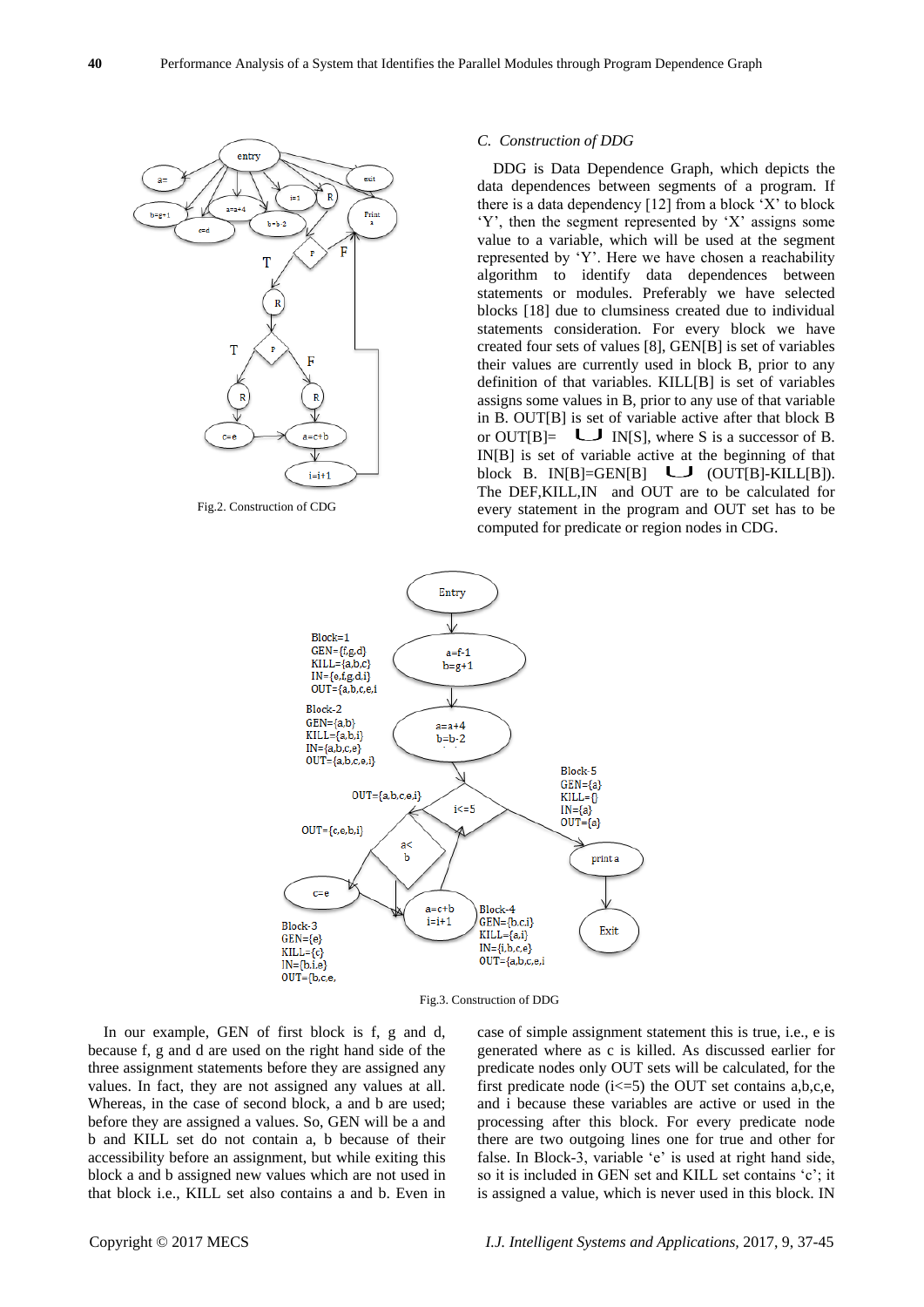Fig.2. Construction of CDG

### C. *Construction of DDG*

DDG is Data Dependence Graph, which depicts the data dependences between segments of a program. If there is a data dependency [12] from a block 'X' to block 'Y', then the segment represented by 'X' assigns some value to a variable, which will be used at the segment represented by 'Y'. Here we have chosen a reachability algorithm to identify data dependences between statements or modules. Preferably we have selected blocks [18] due to clumsiness created due to individual statements consideration. For every block we have created four sets of values [8], GEN[B] is set of variables their values are currently used in block B, prior to any definition of that variables. KILL[B] is set of variables assigns some values in B, prior to any use of that variable in B. OUT[B] is set of variable active after that block B or OUT[B]= $\bigcup$ IN[S], where S is a successor of B. IN[B] is set of variable active at the beginning of that block B. IN[B]=GEN[B] $\bigcup$ (OUT[B]-KILL[B]). The DEF,KILL,IN and OUT are to be calculated for every statement in the program and OUT set has to be computed for predicate or region nodes in CDG.

Fig.3. Construction of DDG

In our example, GEN of first block is f, g and d, because f, g and d are used on the right hand side of the three assignment statements before they are assigned any values. In fact, they are not assigned any values at all. Whereas, in the case of second block, a and b are used; before they are assigned a values. So, GEN will be a and b and KILL set do not contain a, b because of their accessibility before an assignment, but while exiting this block a and b assigned new values which are not used in that block i.e., KILL set also contains a and b. Even in case of simple assignment statement this is true, i.e., e is generated where as c is killed. As discussed earlier for predicate nodes only OUT sets will be calculated, for the first predicate node (i<=5) the OUT set contains a,b,c,e, and i because these variables are active or used in the processing after this block. For every predicate node there are two outgoing lines one for true and other for false. In Block-3, variable 'e' is used at right hand side, so it is included in GEN set and KILL set contains 'c'; it is assigned a value, which is never used in this block. IN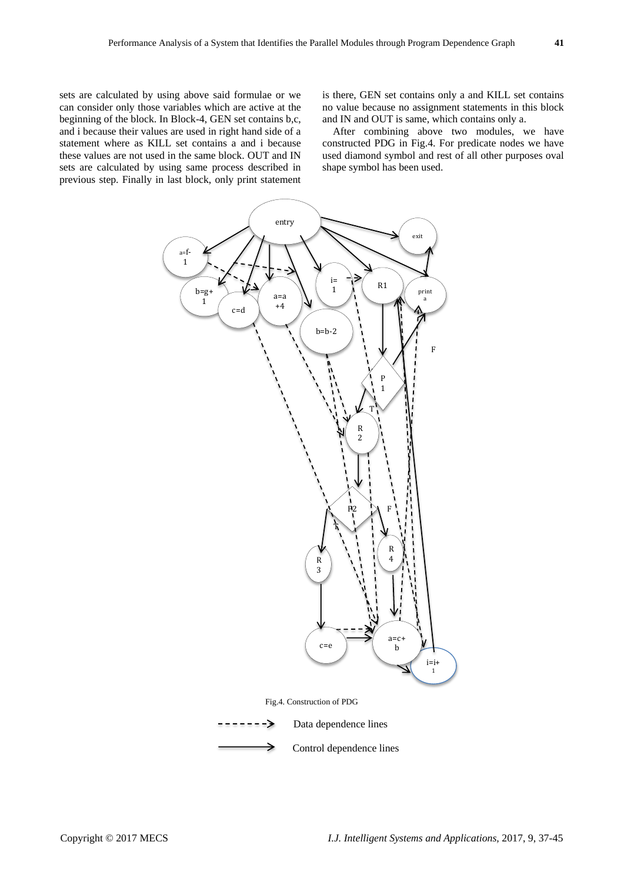sets are calculated by using above said formulae or we can consider only those variables which are active at the beginning of the block. In Block-4, GEN set contains b,c, and i because their values are used in right hand side of a statement where as KILL set contains a and i because these values are not used in the same block. OUT and IN sets are calculated by using same process described in previous step. Finally in last block, only print statement is there, GEN set contains only a and KILL set contains no value because no assignment statements in this block and IN and OUT is same, which contains only a.

After combining above two modules, we have constructed PDG in Fig.4. For predicate nodes we have used diamond symbol and rest of all other purposes oval shape symbol has been used.

Fig.4. Construction of PDG

Data dependence lines

Control dependence lines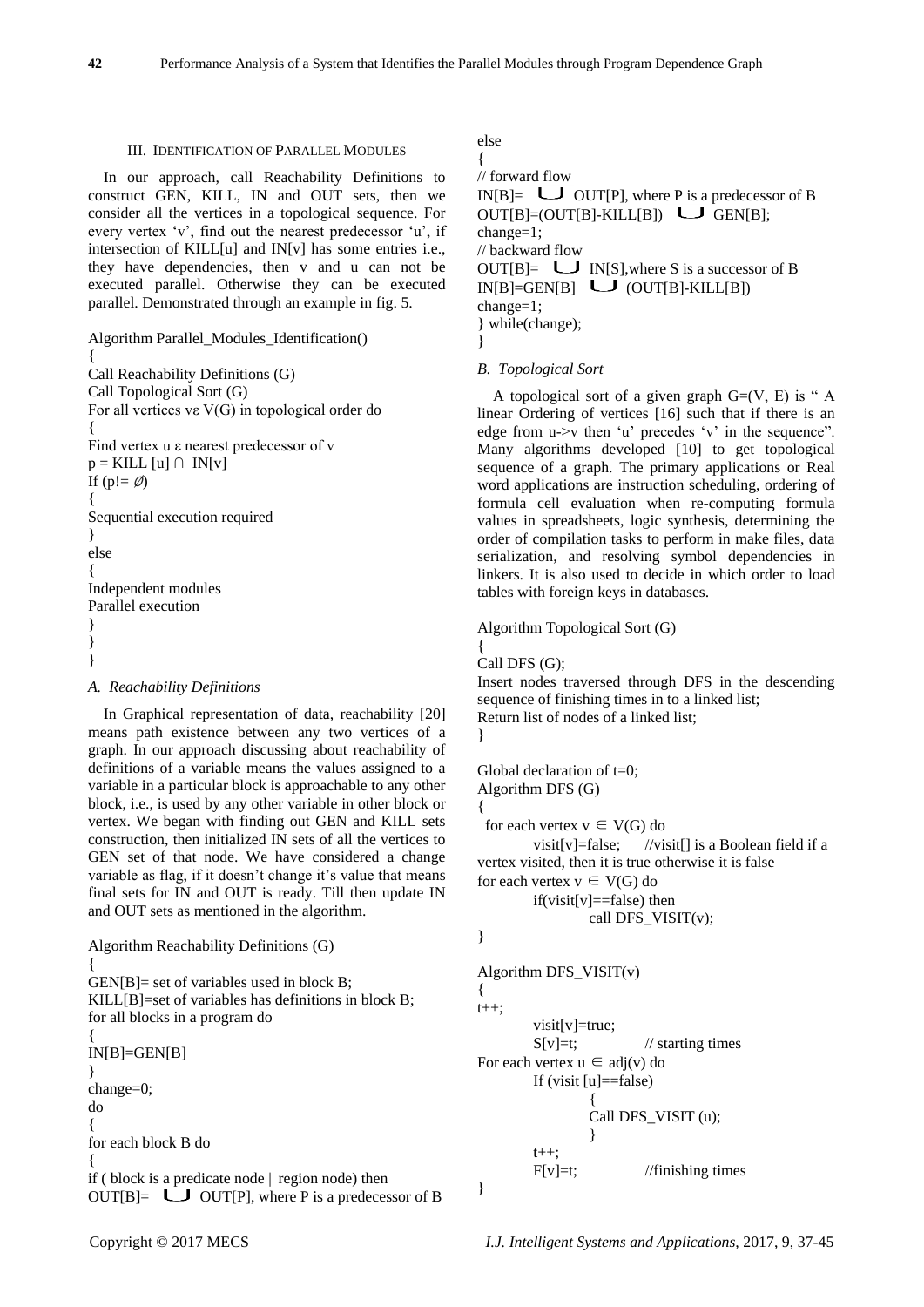### III. Identification of Parallel Modules

In our approach, call Reachability Definitions to construct GEN, KILL, IN and OUT sets, then we consider all the vertices in a topological sequence. For every vertex 'v', find out the nearest predecessor 'u', if intersection of KILL[u] and IN[v] has some entries i.e., they have dependencies, then v and u can not be executed parallel. Otherwise they can be executed parallel. Demonstrated through an example in fig. 5.

```
Algorithm Parallel_Modules_Identification()
{
Call Reachability Definitions (G)
Call Topological Sort (G)
For all vertices vε V(G) in topological order do
{
Find vertex u ε nearest predecessor of v
p = KILL [u] ∩ IN[v]
If (p!= ∅)
{
Sequential execution required
}
else
{
Independent modules
Parallel execution
}
}
}
```

#### *A. Reachability Definitions*

In Graphical representation of data, reachability [20] means path existence between any two vertices of a graph. In our approach discussing about reachability of definitions of a variable means the values assigned to a variable in a particular block is approachable to any other block, i.e., is used by any other variable in other block or vertex. We began with finding out GEN and KILL sets construction, then initialized IN sets of all the vertices to GEN set of that node. We have considered a change variable as flag, if it doesn't change it's value that means final sets for IN and OUT is ready. Till then update IN and OUT sets as mentioned in the algorithm.

```
Algorithm Reachability Definitions (G)
{
GEN[B]= set of variables used in block B;
KILL[B]=set of variables has definitions in block B;
for all blocks in a program do
{
IN[B]=GEN[B]
}
change=0;
do
{
for each block B do
{
if ( block is a predicate node || region node) then
OUT[B]= ⋃ OUT[P], where P is a predecessor of B
else
{
// forward flow
IN[B]= ⋃ OUT[P], where P is a predecessor of B
OUT[B]=(OUT[B]-KILL[B]) ⋃ GEN[B];
change=1;
// backward flow
OUT[B]= ⋃ IN[S],where S is a successor of B
IN[B]=GEN[B] ⋃ (OUT[B]-KILL[B])
change=1;
} while(change);
}
```

#### *B. Topological Sort*

A topological sort of a given graph G=(V, E) is " A linear Ordering of vertices [16] such that if there is an edge from u->v then 'u' precedes 'v' in the sequence". Many algorithms developed [10] to get topological sequence of a graph. The primary applications or Real word applications are instruction scheduling, ordering of formula cell evaluation when re-computing formula values in spreadsheets, logic synthesis, determining the order of compilation tasks to perform in make files, data serialization, and resolving symbol dependencies in linkers. It is also used to decide in which order to load tables with foreign keys in databases.

```
Algorithm Topological Sort (G)
{
Call DFS (G);
Insert nodes traversed through DFS in the descending sequence of finishing times in to a linked list;
Return list of nodes of a linked list;
}

Global declaration of t=0;
Algorithm DFS (G)
{
  for each vertex v ∈ V(G) do
        visit[v]=false;    //visit[] is a Boolean field if a vertex visited, then it is true otherwise it is false
for each vertex v ∈ V(G) do
        if(visit[v]==false) then
              call DFS_VISIT(v);
}

Algorithm DFS_VISIT(v)
{
t++;
        visit[v]=true;
        S[v]=t;            // starting times
For each vertex u ∈ adj(v) do
        If (visit [u]==false)
              {
              Call DFS_VISIT (u);
              }
        t++;
        F[v]=t;            //finishing times
}
```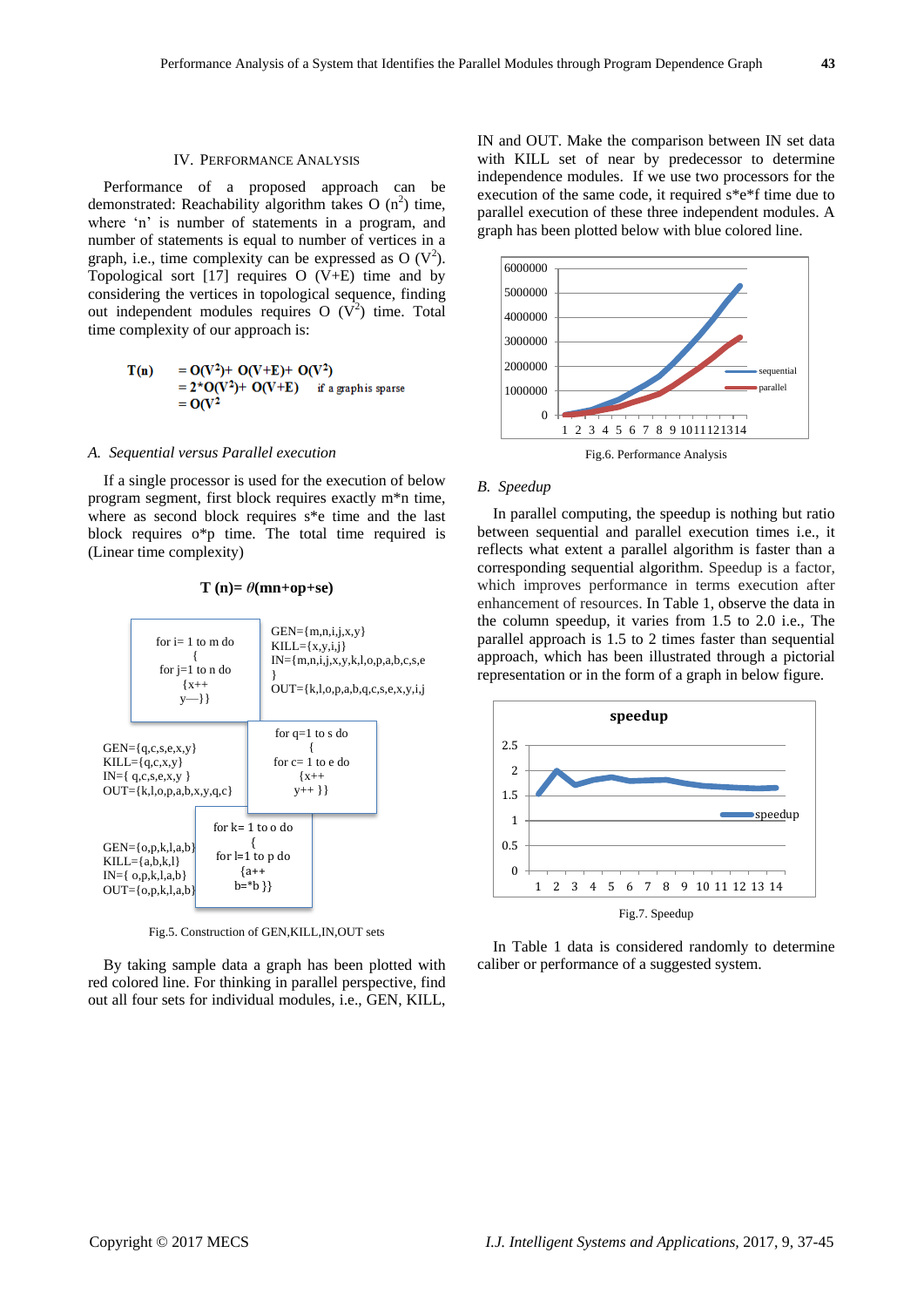## IV. Performance Analysis

Performance of a proposed approach can be demonstrated: Reachability algorithm takes O ($n^2$) time, where 'n' is number of statements in a program, and number of statements is equal to number of vertices in a graph, i.e., time complexity can be expressed as O ($V^2$). Topological sort [17] requires O (V+E) time and by considering the vertices in topological sequence, finding out independent modules requires O ($V^2$) time. Total time complexity of our approach is:

$$
\begin{aligned}
\mathbf{T(n)} &= O(V^2) + O(V+E) + O(V^2) \\
&= 2*O(V^2) + O(V+E) \quad \text{if a graph is sparse} \\
&= O(V^2)
\end{aligned}
$$

### A. Sequential versus Parallel execution

If a single processor is used for the execution of below program segment, first block requires exactly m*n time, where as second block requires s*e time and the last block requires o*p time. The total time required is (Linear time complexity)

$$\mathbf{T\ (n) = \theta(mn+op+se)}$$

```
for i= 1 to m do
{
for j=1 to n do
{x++
y—}}
```

GEN={m,n,i,j,x,y}
KILL={x,y,i,j}
IN={m,n,i,j,x,y,k,l,o,p,a,b,c,s,e}
OUT={k,l,o,p,a,b,q,c,s,e,x,y,i,j

```
for q=1 to s do
{
for c= 1 to e do
{x++
y++ }}
```

GEN={q,c,s,e,x,y}
KILL={q,c,x,y}
IN={ q,c,s,e,x,y }
OUT={k,l,o,p,a,b,x,y,q,c}

```
for k= 1 to o do
{
for l=1 to p do
{a++
b=*b }}
```

GEN={o,p,k,l,a,b}
KILL={a,b,k,l}
IN={ o,p,k,l,a,b}
OUT={o,p,k,l,a,b}

Fig.5. Construction of GEN,KILL,IN,OUT sets

By taking sample data a graph has been plotted with red colored line. For thinking in parallel perspective, find out all four sets for individual modules, i.e., GEN, KILL, IN and OUT. Make the comparison between IN set data with KILL set of near by predecessor to determine independence modules. If we use two processors for the execution of the same code, it required s*e*f time due to parallel execution of these three independent modules. A graph has been plotted below with blue colored line.

Fig.6. Performance Analysis

### B. Speedup

In parallel computing, the speedup is nothing but ratio between sequential and parallel execution times i.e., it reflects what extent a parallel algorithm is faster than a corresponding sequential algorithm. Speedup is a factor, which improves performance in terms execution after enhancement of resources. In Table 1, observe the data in the column speedup, it varies from 1.5 to 2.0 i.e., The parallel approach is 1.5 to 2 times faster than sequential approach, which has been illustrated through a pictorial representation or in the form of a graph in below figure.

Fig.7. Speedup

In Table 1 data is considered randomly to determine caliber or performance of a suggested system.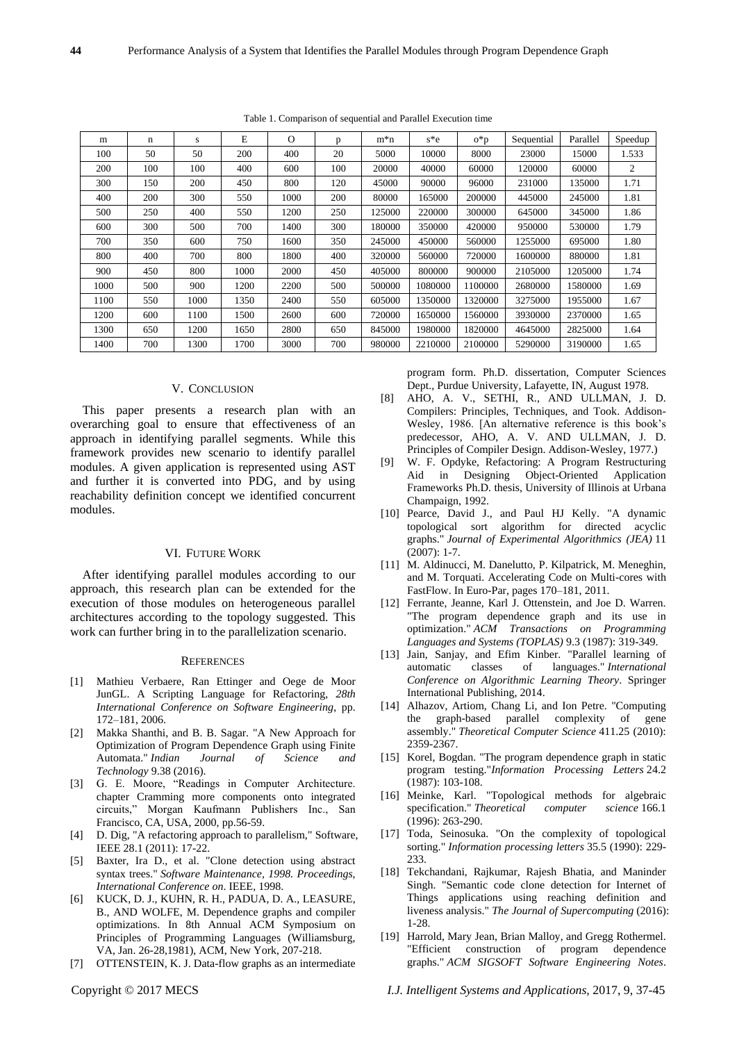Table 1. Comparison of sequential and Parallel Execution time

| m | n | s | E | O | p | m*n | s*e | o*p | Sequential | Parallel | Speedup |
|---|---|---|---|---|---|---|---|---|---|---|---|
| 100 | 50 | 50 | 200 | 400 | 20 | 5000 | 10000 | 8000 | 23000 | 15000 | 1.533 |
| 200 | 100 | 100 | 400 | 600 | 100 | 20000 | 40000 | 60000 | 120000 | 60000 | 2 |
| 300 | 150 | 200 | 450 | 800 | 120 | 45000 | 90000 | 96000 | 231000 | 135000 | 1.71 |
| 400 | 200 | 300 | 550 | 1000 | 200 | 80000 | 165000 | 200000 | 445000 | 245000 | 1.81 |
| 500 | 250 | 400 | 550 | 1200 | 250 | 125000 | 220000 | 300000 | 645000 | 345000 | 1.86 |
| 600 | 300 | 500 | 700 | 1400 | 300 | 180000 | 350000 | 420000 | 950000 | 530000 | 1.79 |
| 700 | 350 | 600 | 750 | 1600 | 350 | 245000 | 450000 | 560000 | 1255000 | 695000 | 1.80 |
| 800 | 400 | 700 | 800 | 1800 | 400 | 320000 | 560000 | 720000 | 1600000 | 880000 | 1.81 |
| 900 | 450 | 800 | 1000 | 2000 | 450 | 405000 | 800000 | 900000 | 2105000 | 1205000 | 1.74 |
| 1000 | 500 | 900 | 1200 | 2200 | 500 | 500000 | 1080000 | 1100000 | 2680000 | 1580000 | 1.69 |
| 1100 | 550 | 1000 | 1350 | 2400 | 550 | 605000 | 1350000 | 1320000 | 3275000 | 1955000 | 1.67 |
| 1200 | 600 | 1100 | 1500 | 2600 | 600 | 720000 | 1650000 | 1560000 | 3930000 | 2370000 | 1.65 |
| 1300 | 650 | 1200 | 1650 | 2800 | 650 | 845000 | 1980000 | 1820000 | 4645000 | 2825000 | 1.64 |
| 1400 | 700 | 1300 | 1700 | 3000 | 700 | 980000 | 2210000 | 2100000 | 5290000 | 3190000 | 1.65 |

## V. Conclusion

This paper presents a research plan with an overarching goal to ensure that effectiveness of an approach in identifying parallel segments. While this framework provides new scenario to identify parallel modules. A given application is represented using AST and further it is converted into PDG, and by using reachability definition concept we identified concurrent modules.

## VI. Future Work

After identifying parallel modules according to our approach, this research plan can be extended for the execution of those modules on heterogeneous parallel architectures according to the topology suggested. This work can further bring in to the parallelization scenario.

## References

- [1] Mathieu Verbaere, Ran Ettinger and Oege de Moor JunGL. A Scripting Language for Refactoring, *28th International Conference on Software Engineering*, pp. 172–181, 2006.
- [2] Makka Shanthi, and B. B. Sagar. "A New Approach for Optimization of Program Dependence Graph using Finite Automata." *Indian Journal of Science and Technology* 9.38 (2016).
- [3] G. E. Moore, "Readings in Computer Architecture. chapter Cramming more components onto integrated circuits," Morgan Kaufmann Publishers Inc., San Francisco, CA, USA, 2000, pp.56-59.
- [4] D. Dig, "A refactoring approach to parallelism," Software, IEEE 28.1 (2011): 17-22.
- [5] Baxter, Ira D., et al. "Clone detection using abstract syntax trees." *Software Maintenance, 1998. Proceedings, International Conference on*. IEEE, 1998.
- [6] KUCK, D. J., KUHN, R. H., PADUA, D. A., LEASURE, B., AND WOLFE, M. Dependence graphs and compiler optimizations. In 8th Annual ACM Symposium on Principles of Programming Languages (Williamsburg, VA, Jan. 26-28,1981), ACM, New York, 207-218.
- [7] OTTENSTEIN, K. J. Data-flow graphs as an intermediate program form. Ph.D. dissertation, Computer Sciences Dept., Purdue University, Lafayette, IN, August 1978.
- [8] AHO, A. V., SETHI, R., AND ULLMAN, J. D. Compilers: Principles, Techniques, and Took. Addison-Wesley, 1986. [An alternative reference is this book's predecessor, AHO, A. V. AND ULLMAN, J. D. Principles of Compiler Design. Addison-Wesley, 1977.)
- [9] W. F. Opdyke, Refactoring: A Program Restructuring Aid in Designing Object-Oriented Application Frameworks Ph.D. thesis, University of Illinois at Urbana Champaign, 1992.
- [10] Pearce, David J., and Paul HJ Kelly. "A dynamic topological sort algorithm for directed acyclic graphs." *Journal of Experimental Algorithmics (JEA)* 11 (2007): 1-7.
- [11] M. Aldinucci, M. Danelutto, P. Kilpatrick, M. Meneghin, and M. Torquati. Accelerating Code on Multi-cores with FastFlow. In Euro-Par, pages 170–181, 2011.
- [12] Ferrante, Jeanne, Karl J. Ottenstein, and Joe D. Warren. "The program dependence graph and its use in optimization." *ACM Transactions on Programming Languages and Systems (TOPLAS)* 9.3 (1987): 319-349.
- [13] Jain, Sanjay, and Efim Kinber. "Parallel learning of automatic classes of languages." *International Conference on Algorithmic Learning Theory*. Springer International Publishing, 2014.
- [14] Alhazov, Artiom, Chang Li, and Ion Petre. "Computing the graph-based parallel complexity of gene assembly." *Theoretical Computer Science* 411.25 (2010): 2359-2367.
- [15] Korel, Bogdan. "The program dependence graph in static program testing."*Information Processing Letters* 24.2 (1987): 103-108.
- [16] Meinke, Karl. "Topological methods for algebraic specification." *Theoretical computer science* 166.1 (1996): 263-290.
- [17] Toda, Seinosuka. "On the complexity of topological sorting." *Information processing letters* 35.5 (1990): 229-233.
- [18] Tekchandani, Rajkumar, Rajesh Bhatia, and Maninder Singh. "Semantic code clone detection for Internet of Things applications using reaching definition and liveness analysis." *The Journal of Supercomputing* (2016): 1-28.
- [19] Harrold, Mary Jean, Brian Malloy, and Gregg Rothermel. "Efficient construction of program dependence graphs." *ACM SIGSOFT Software Engineering Notes*.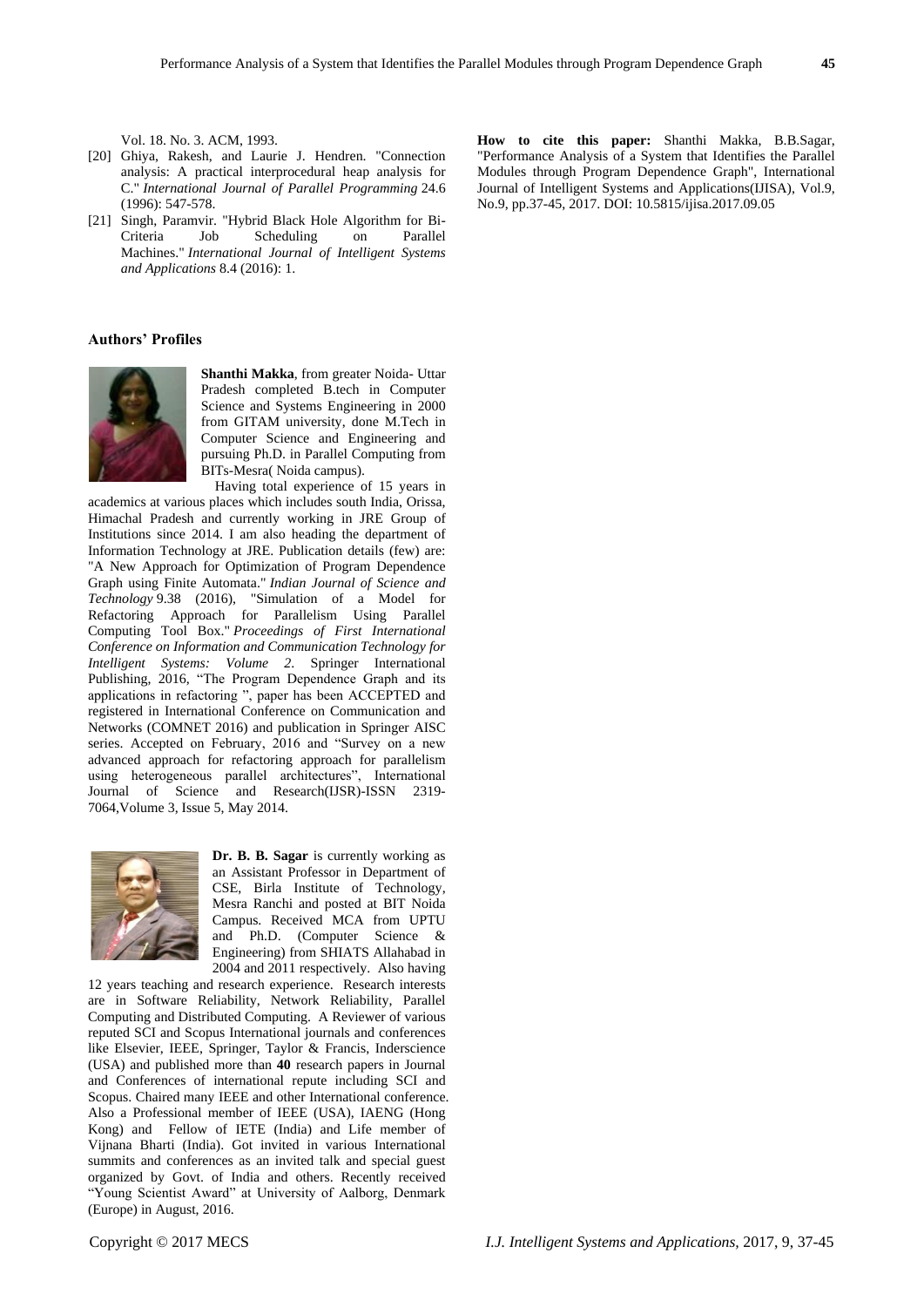Vol. 18. No. 3. ACM, 1993.

[20] Ghiya, Rakesh, and Laurie J. Hendren. "Connection analysis: A practical interprocedural heap analysis for C." *International Journal of Parallel Programming* 24.6 (1996): 547-578.

[21] Singh, Paramvir. "Hybrid Black Hole Algorithm for Bi-Criteria Job Scheduling on Parallel Machines." *International Journal of Intelligent Systems and Applications* 8.4 (2016): 1.

### Authors' Profiles

**Shanthi Makka**, from greater Noida- Uttar Pradesh completed B.tech in Computer Science and Systems Engineering in 2000 from GITAM university, done M.Tech in Computer Science and Engineering and pursuing Ph.D. in Parallel Computing from BITs-Mesra( Noida campus).

Having total experience of 15 years in academics at various places which includes south India, Orissa, Himachal Pradesh and currently working in JRE Group of Institutions since 2014. I am also heading the department of Information Technology at JRE. Publication details (few) are: "A New Approach for Optimization of Program Dependence Graph using Finite Automata." *Indian Journal of Science and Technology* 9.38 (2016), "Simulation of a Model for Refactoring Approach for Parallelism Using Parallel Computing Tool Box." *Proceedings of First International Conference on Information and Communication Technology for Intelligent Systems: Volume 2*. Springer International Publishing, 2016, "The Program Dependence Graph and its applications in refactoring ", paper has been ACCEPTED and registered in International Conference on Communication and Networks (COMNET 2016) and publication in Springer AISC series. Accepted on February, 2016 and "Survey on a new advanced approach for refactoring approach for parallelism using heterogeneous parallel architectures", International Journal of Science and Research(IJSR)-ISSN 2319-7064,Volume 3, Issue 5, May 2014.

**Dr. B. B. Sagar** is currently working as an Assistant Professor in Department of CSE, Birla Institute of Technology, Mesra Ranchi and posted at BIT Noida Campus. Received MCA from UPTU and Ph.D. (Computer Science & Engineering) from SHIATS Allahabad in 2004 and 2011 respectively. Also having 12 years teaching and research experience. Research interests are in Software Reliability, Network Reliability, Parallel Computing and Distributed Computing. A Reviewer of various reputed SCI and Scopus International journals and conferences like Elsevier, IEEE, Springer, Taylor & Francis, Inderscience (USA) and published more than **40** research papers in Journal and Conferences of international repute including SCI and Scopus. Chaired many IEEE and other International conference. Also a Professional member of IEEE (USA), IAENG (Hong Kong) and Fellow of IETE (India) and Life member of Vijnana Bharti (India). Got invited in various International summits and conferences as an invited talk and special guest organized by Govt. of India and others. Recently received "Young Scientist Award" at University of Aalborg, Denmark (Europe) in August, 2016.

**How to cite this paper:** Shanthi Makka, B.B.Sagar, "Performance Analysis of a System that Identifies the Parallel Modules through Program Dependence Graph", International Journal of Intelligent Systems and Applications(IJISA), Vol.9, No.9, pp.37-45, 2017. DOI: 10.5815/ijisa.2017.09.05